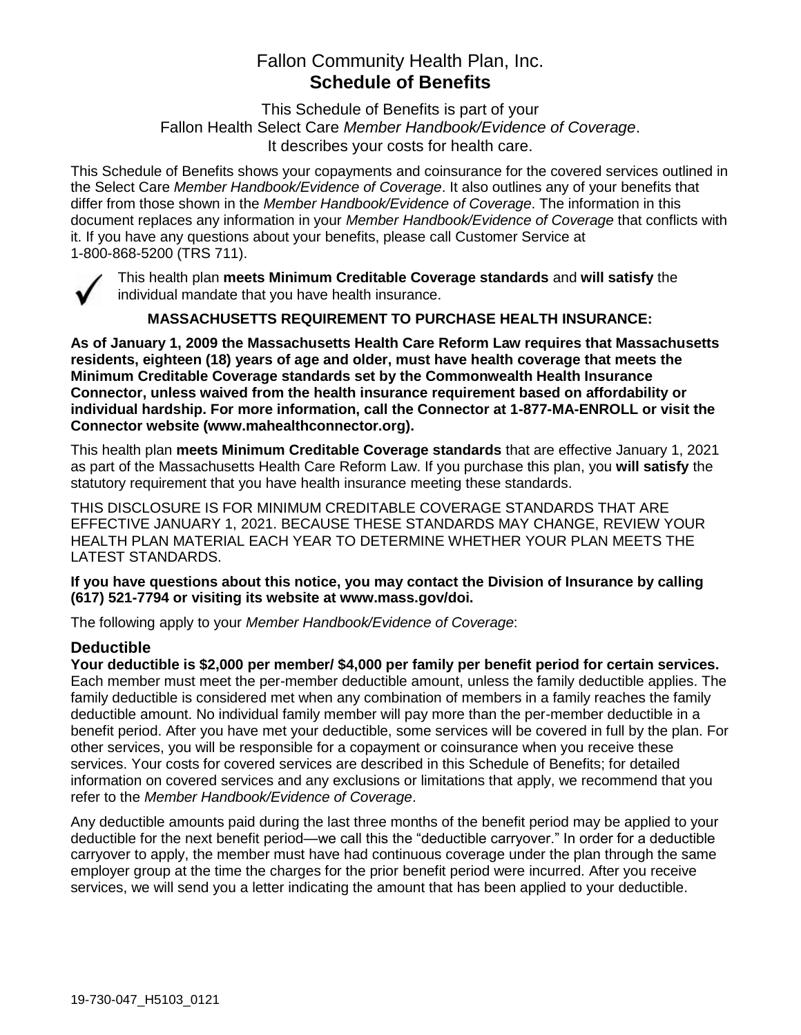# Fallon Community Health Plan, Inc.
## Schedule of Benefits

This Schedule of Benefits is part of your
Fallon Health Select Care *Member Handbook/Evidence of Coverage*.
It describes your costs for health care.

This Schedule of Benefits shows your copayments and coinsurance for the covered services outlined in the Select Care *Member Handbook/Evidence of Coverage*. It also outlines any of your benefits that differ from those shown in the *Member Handbook/Evidence of Coverage*. The information in this document replaces any information in your *Member Handbook/Evidence of Coverage* that conflicts with it. If you have any questions about your benefits, please call Customer Service at 1-800-868-5200 (TRS 711).

✓ This health plan **meets Minimum Creditable Coverage standards** and **will satisfy** the individual mandate that you have health insurance.

**MASSACHUSETTS REQUIREMENT TO PURCHASE HEALTH INSURANCE:**

**As of January 1, 2009 the Massachusetts Health Care Reform Law requires that Massachusetts residents, eighteen (18) years of age and older, must have health coverage that meets the Minimum Creditable Coverage standards set by the Commonwealth Health Insurance Connector, unless waived from the health insurance requirement based on affordability or individual hardship. For more information, call the Connector at 1-877-MA-ENROLL or visit the Connector website (www.mahealthconnector.org).**

This health plan **meets Minimum Creditable Coverage standards** that are effective January 1, 2021 as part of the Massachusetts Health Care Reform Law. If you purchase this plan, you **will satisfy** the statutory requirement that you have health insurance meeting these standards.

THIS DISCLOSURE IS FOR MINIMUM CREDITABLE COVERAGE STANDARDS THAT ARE EFFECTIVE JANUARY 1, 2021. BECAUSE THESE STANDARDS MAY CHANGE, REVIEW YOUR HEALTH PLAN MATERIAL EACH YEAR TO DETERMINE WHETHER YOUR PLAN MEETS THE LATEST STANDARDS.

**If you have questions about this notice, you may contact the Division of Insurance by calling (617) 521-7794 or visiting its website at www.mass.gov/doi.**

The following apply to your *Member Handbook/Evidence of Coverage*:

### Deductible

**Your deductible is $2,000 per member/ $4,000 per family per benefit period for certain services.** Each member must meet the per-member deductible amount, unless the family deductible applies. The family deductible is considered met when any combination of members in a family reaches the family deductible amount. No individual family member will pay more than the per-member deductible in a benefit period. After you have met your deductible, some services will be covered in full by the plan. For other services, you will be responsible for a copayment or coinsurance when you receive these services. Your costs for covered services are described in this Schedule of Benefits; for detailed information on covered services and any exclusions or limitations that apply, we recommend that you refer to the *Member Handbook/Evidence of Coverage*.

Any deductible amounts paid during the last three months of the benefit period may be applied to your deductible for the next benefit period—we call this the "deductible carryover." In order for a deductible carryover to apply, the member must have had continuous coverage under the plan through the same employer group at the time the charges for the prior benefit period were incurred. After you receive services, we will send you a letter indicating the amount that has been applied to your deductible.

19-730-047_H5103_0121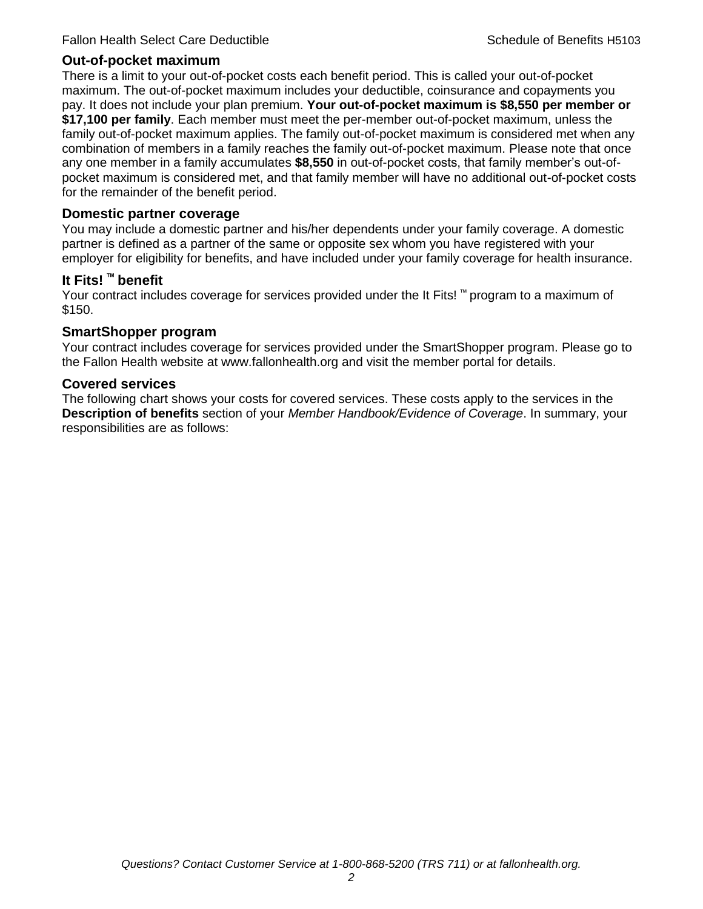## Out-of-pocket maximum

There is a limit to your out-of-pocket costs each benefit period. This is called your out-of-pocket maximum. The out-of-pocket maximum includes your deductible, coinsurance and copayments you pay. It does not include your plan premium. **Your out-of-pocket maximum is $8,550 per member or $17,100 per family**. Each member must meet the per-member out-of-pocket maximum, unless the family out-of-pocket maximum applies. The family out-of-pocket maximum is considered met when any combination of members in a family reaches the family out-of-pocket maximum. Please note that once any one member in a family accumulates **$8,550** in out-of-pocket costs, that family member's out-of-pocket maximum is considered met, and that family member will have no additional out-of-pocket costs for the remainder of the benefit period.

## Domestic partner coverage

You may include a domestic partner and his/her dependents under your family coverage. A domestic partner is defined as a partner of the same or opposite sex whom you have registered with your employer for eligibility for benefits, and have included under your family coverage for health insurance.

## It Fits! ™ benefit

Your contract includes coverage for services provided under the It Fits! ™ program to a maximum of $150.

## SmartShopper program

Your contract includes coverage for services provided under the SmartShopper program. Please go to the Fallon Health website at www.fallonhealth.org and visit the member portal for details.

## Covered services

The following chart shows your costs for covered services. These costs apply to the services in the **Description of benefits** section of your *Member Handbook/Evidence of Coverage*. In summary, your responsibilities are as follows: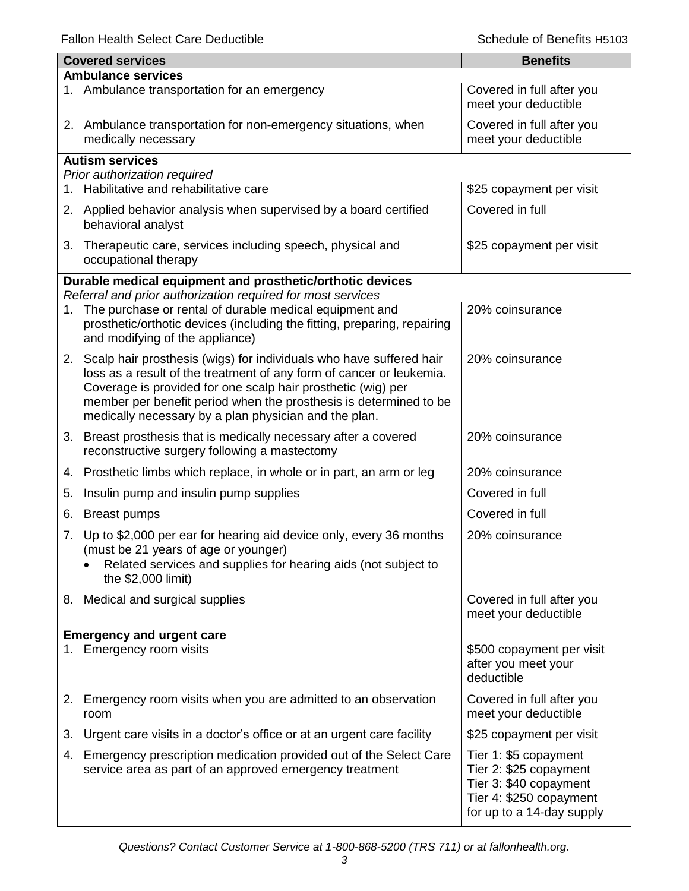| Covered services | Benefits |
| --- | --- |
| **Ambulance services** | |
| 1. Ambulance transportation for an emergency | Covered in full after you meet your deductible |
| 2. Ambulance transportation for non-emergency situations, when medically necessary | Covered in full after you meet your deductible |
| **Autism services**<br>*Prior authorization required* | |
| 1. Habilitative and rehabilitative care | $25 copayment per visit |
| 2. Applied behavior analysis when supervised by a board certified behavioral analyst | Covered in full |
| 3. Therapeutic care, services including speech, physical and occupational therapy | $25 copayment per visit |
| **Durable medical equipment and prosthetic/orthotic devices**<br>*Referral and prior authorization required for most services* | |
| 1. The purchase or rental of durable medical equipment and prosthetic/orthotic devices (including the fitting, preparing, repairing and modifying of the appliance) | 20% coinsurance |
| 2. Scalp hair prosthesis (wigs) for individuals who have suffered hair loss as a result of the treatment of any form of cancer or leukemia. Coverage is provided for one scalp hair prosthetic (wig) per member per benefit period when the prosthesis is determined to be medically necessary by a plan physician and the plan. | 20% coinsurance |
| 3. Breast prosthesis that is medically necessary after a covered reconstructive surgery following a mastectomy | 20% coinsurance |
| 4. Prosthetic limbs which replace, in whole or in part, an arm or leg | 20% coinsurance |
| 5. Insulin pump and insulin pump supplies | Covered in full |
| 6. Breast pumps | Covered in full |
| 7. Up to $2,000 per ear for hearing aid device only, every 36 months (must be 21 years of age or younger)<br>• Related services and supplies for hearing aids (not subject to the $2,000 limit) | 20% coinsurance |
| 8. Medical and surgical supplies | Covered in full after you meet your deductible |
| **Emergency and urgent care** | |
| 1. Emergency room visits | $500 copayment per visit after you meet your deductible |
| 2. Emergency room visits when you are admitted to an observation room | Covered in full after you meet your deductible |
| 3. Urgent care visits in a doctor's office or at an urgent care facility | $25 copayment per visit |
| 4. Emergency prescription medication provided out of the Select Care service area as part of an approved emergency treatment | Tier 1: $5 copayment<br>Tier 2: $25 copayment<br>Tier 3: $40 copayment<br>Tier 4: $250 copayment<br>for up to a 14-day supply |

*Questions? Contact Customer Service at 1-800-868-5200 (TRS 711) or at fallonhealth.org.*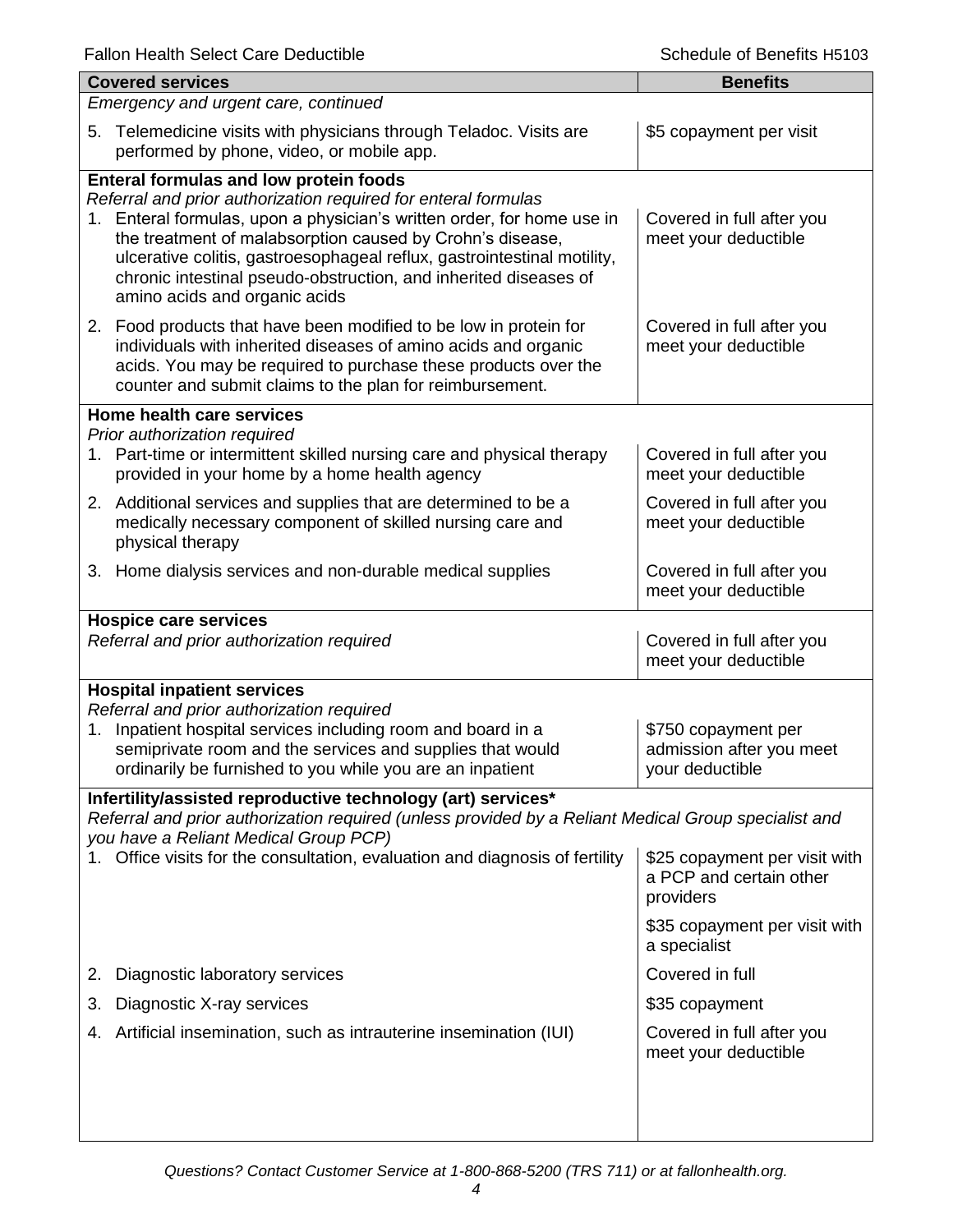| Covered services | Benefits |
| --- | --- |
| *Emergency and urgent care, continued* | |
| 5. Telemedicine visits with physicians through Teladoc. Visits are performed by phone, video, or mobile app. | $5 copayment per visit |
| **Enteral formulas and low protein foods** *Referral and prior authorization required for enteral formulas* | |
| 1. Enteral formulas, upon a physician's written order, for home use in the treatment of malabsorption caused by Crohn's disease, ulcerative colitis, gastroesophageal reflux, gastrointestinal motility, chronic intestinal pseudo-obstruction, and inherited diseases of amino acids and organic acids | Covered in full after you meet your deductible |
| 2. Food products that have been modified to be low in protein for individuals with inherited diseases of amino acids and organic acids. You may be required to purchase these products over the counter and submit claims to the plan for reimbursement. | Covered in full after you meet your deductible |
| **Home health care services** *Prior authorization required* | |
| 1. Part-time or intermittent skilled nursing care and physical therapy provided in your home by a home health agency | Covered in full after you meet your deductible |
| 2. Additional services and supplies that are determined to be a medically necessary component of skilled nursing care and physical therapy | Covered in full after you meet your deductible |
| 3. Home dialysis services and non-durable medical supplies | Covered in full after you meet your deductible |
| **Hospice care services** *Referral and prior authorization required* | Covered in full after you meet your deductible |
| **Hospital inpatient services** *Referral and prior authorization required* | |
| 1. Inpatient hospital services including room and board in a semiprivate room and the services and supplies that would ordinarily be furnished to you while you are an inpatient | $750 copayment per admission after you meet your deductible |
| **Infertility/assisted reproductive technology (art) services*** *Referral and prior authorization required (unless provided by a Reliant Medical Group specialist and you have a Reliant Medical Group PCP)* | |
| 1. Office visits for the consultation, evaluation and diagnosis of fertility | $25 copayment per visit with a PCP and certain other providers<br><br>$35 copayment per visit with a specialist |
| 2. Diagnostic laboratory services | Covered in full |
| 3. Diagnostic X-ray services | $35 copayment |
| 4. Artificial insemination, such as intrauterine insemination (IUI) | Covered in full after you meet your deductible |

*Questions? Contact Customer Service at 1-800-868-5200 (TRS 711) or at fallonhealth.org.*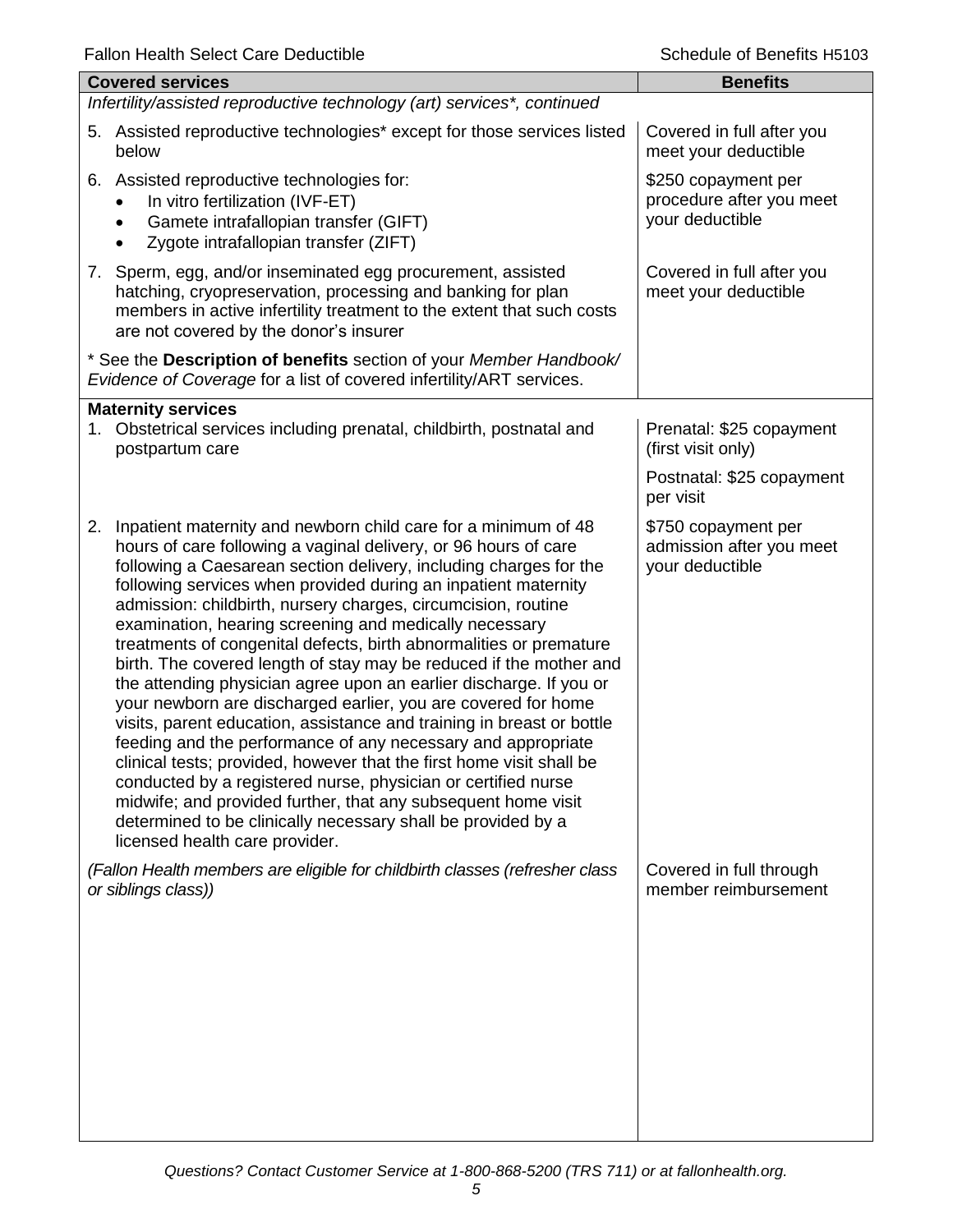| Covered services | Benefits |
| --- | --- |
| *Infertility/assisted reproductive technology (art) services\*, continued* | |
| 5. Assisted reproductive technologies* except for those services listed below | Covered in full after you meet your deductible |
| 6. Assisted reproductive technologies for:<br>• In vitro fertilization (IVF-ET)<br>• Gamete intrafallopian transfer (GIFT)<br>• Zygote intrafallopian transfer (ZIFT) | $250 copayment per procedure after you meet your deductible |
| 7. Sperm, egg, and/or inseminated egg procurement, assisted hatching, cryopreservation, processing and banking for plan members in active infertility treatment to the extent that such costs are not covered by the donor's insurer | Covered in full after you meet your deductible |
| * See the **Description of benefits** section of your *Member Handbook/ Evidence of Coverage* for a list of covered infertility/ART services. | |
| **Maternity services** | |
| 1. Obstetrical services including prenatal, childbirth, postnatal and postpartum care | Prenatal: $25 copayment (first visit only)<br><br>Postnatal: $25 copayment per visit |
| 2. Inpatient maternity and newborn child care for a minimum of 48 hours of care following a vaginal delivery, or 96 hours of care following a Caesarean section delivery, including charges for the following services when provided during an inpatient maternity admission: childbirth, nursery charges, circumcision, routine examination, hearing screening and medically necessary treatments of congenital defects, birth abnormalities or premature birth. The covered length of stay may be reduced if the mother and the attending physician agree upon an earlier discharge. If you or your newborn are discharged earlier, you are covered for home visits, parent education, assistance and training in breast or bottle feeding and the performance of any necessary and appropriate clinical tests; provided, however that the first home visit shall be conducted by a registered nurse, physician or certified nurse midwife; and provided further, that any subsequent home visit determined to be clinically necessary shall be provided by a licensed health care provider. | $750 copayment per admission after you meet your deductible |
| *(Fallon Health members are eligible for childbirth classes (refresher class or siblings class))* | Covered in full through member reimbursement |

*Questions? Contact Customer Service at 1-800-868-5200 (TRS 711) or at fallonhealth.org.*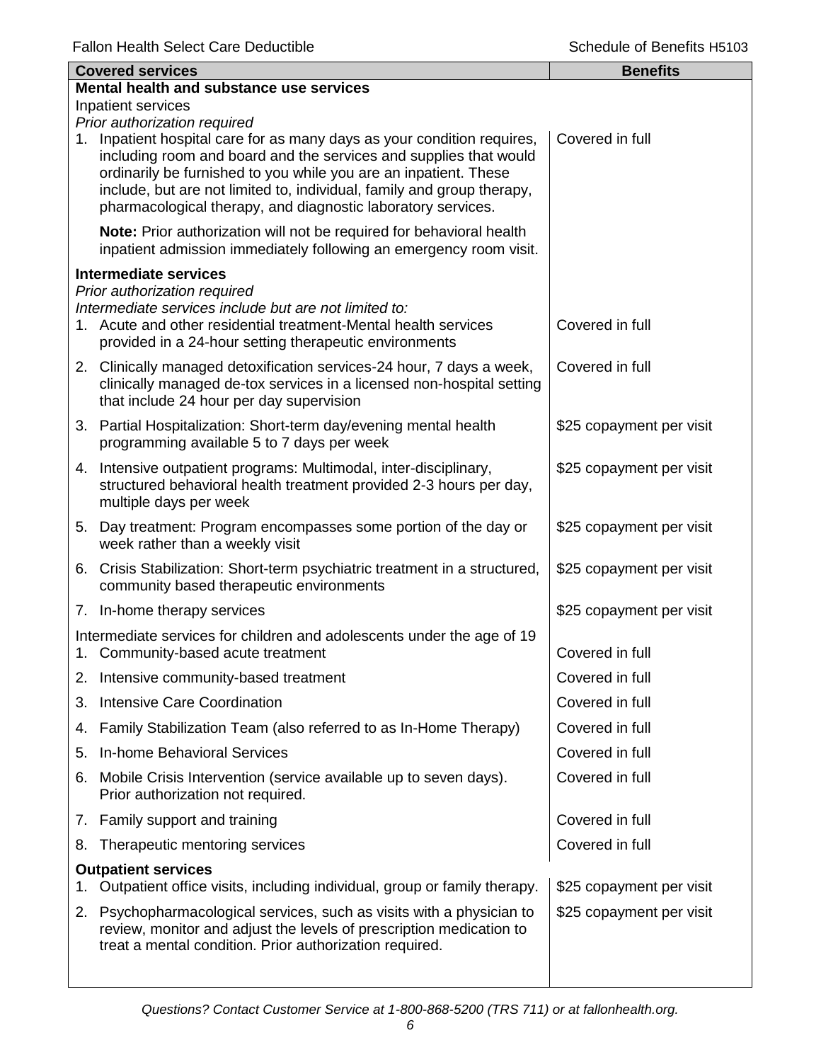| Covered services | Benefits |
| --- | --- |
| **Mental health and substance use services** | |
| Inpatient services | |
| *Prior authorization required* | |
| 1. Inpatient hospital care for as many days as your condition requires, including room and board and the services and supplies that would ordinarily be furnished to you while you are an inpatient. These include, but are not limited to, individual, family and group therapy, pharmacological therapy, and diagnostic laboratory services. | Covered in full |
| **Note:** Prior authorization will not be required for behavioral health inpatient admission immediately following an emergency room visit. | |
| **Intermediate services** | |
| *Prior authorization required* | |
| *Intermediate services include but are not limited to:* | |
| 1. Acute and other residential treatment-Mental health services provided in a 24-hour setting therapeutic environments | Covered in full |
| 2. Clinically managed detoxification services-24 hour, 7 days a week, clinically managed de-tox services in a licensed non-hospital setting that include 24 hour per day supervision | Covered in full |
| 3. Partial Hospitalization: Short-term day/evening mental health programming available 5 to 7 days per week | $25 copayment per visit |
| 4. Intensive outpatient programs: Multimodal, inter-disciplinary, structured behavioral health treatment provided 2-3 hours per day, multiple days per week | $25 copayment per visit |
| 5. Day treatment: Program encompasses some portion of the day or week rather than a weekly visit | $25 copayment per visit |
| 6. Crisis Stabilization: Short-term psychiatric treatment in a structured, community based therapeutic environments | $25 copayment per visit |
| 7. In-home therapy services | $25 copayment per visit |
| Intermediate services for children and adolescents under the age of 19 | |
| 1. Community-based acute treatment | Covered in full |
| 2. Intensive community-based treatment | Covered in full |
| 3. Intensive Care Coordination | Covered in full |
| 4. Family Stabilization Team (also referred to as In-Home Therapy) | Covered in full |
| 5. In-home Behavioral Services | Covered in full |
| 6. Mobile Crisis Intervention (service available up to seven days). Prior authorization not required. | Covered in full |
| 7. Family support and training | Covered in full |
| 8. Therapeutic mentoring services | Covered in full |
| **Outpatient services** | |
| 1. Outpatient office visits, including individual, group or family therapy. | $25 copayment per visit |
| 2. Psychopharmacological services, such as visits with a physician to review, monitor and adjust the levels of prescription medication to treat a mental condition. Prior authorization required. | $25 copayment per visit |

*Questions? Contact Customer Service at 1-800-868-5200 (TRS 711) or at fallonhealth.org.*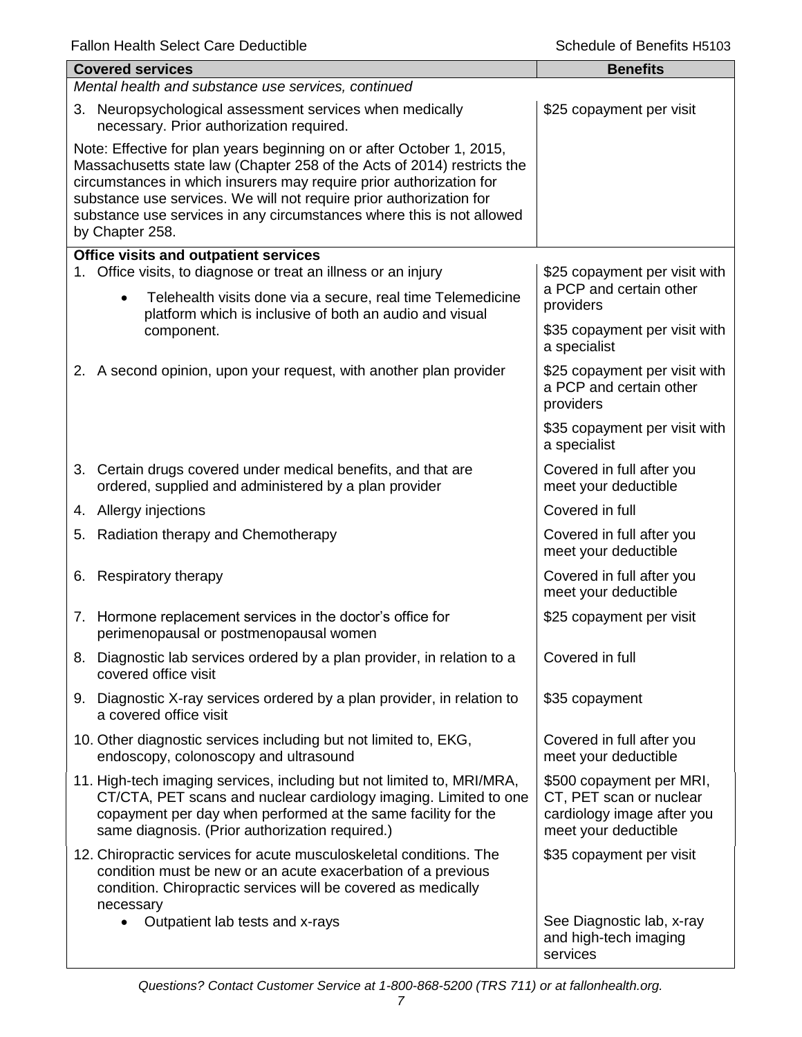| Covered services | Benefits |
|---|---|
| *Mental health and substance use services, continued* | |
| 3. Neuropsychological assessment services when medically necessary. Prior authorization required. | $25 copayment per visit |
| Note: Effective for plan years beginning on or after October 1, 2015, Massachusetts state law (Chapter 258 of the Acts of 2014) restricts the circumstances in which insurers may require prior authorization for substance use services. We will not require prior authorization for substance use services in any circumstances where this is not allowed by Chapter 258. | |
| **Office visits and outpatient services** | |
| 1. Office visits, to diagnose or treat an illness or an injury<br>• Telehealth visits done via a secure, real time Telemedicine platform which is inclusive of both an audio and visual component. | $25 copayment per visit with a PCP and certain other providers<br><br>$35 copayment per visit with a specialist |
| 2. A second opinion, upon your request, with another plan provider | $25 copayment per visit with a PCP and certain other providers<br><br>$35 copayment per visit with a specialist |
| 3. Certain drugs covered under medical benefits, and that are ordered, supplied and administered by a plan provider | Covered in full after you meet your deductible |
| 4. Allergy injections | Covered in full |
| 5. Radiation therapy and Chemotherapy | Covered in full after you meet your deductible |
| 6. Respiratory therapy | Covered in full after you meet your deductible |
| 7. Hormone replacement services in the doctor's office for perimenopausal or postmenopausal women | $25 copayment per visit |
| 8. Diagnostic lab services ordered by a plan provider, in relation to a covered office visit | Covered in full |
| 9. Diagnostic X-ray services ordered by a plan provider, in relation to a covered office visit | $35 copayment |
| 10. Other diagnostic services including but not limited to, EKG, endoscopy, colonoscopy and ultrasound | Covered in full after you meet your deductible |
| 11. High-tech imaging services, including but not limited to, MRI/MRA, CT/CTA, PET scans and nuclear cardiology imaging. Limited to one copayment per day when performed at the same facility for the same diagnosis. (Prior authorization required.) | $500 copayment per MRI, CT, PET scan or nuclear cardiology image after you meet your deductible |
| 12. Chiropractic services for acute musculoskeletal conditions. The condition must be new or an acute exacerbation of a previous condition. Chiropractic services will be covered as medically necessary | $35 copayment per visit |
| • Outpatient lab tests and x-rays | See Diagnostic lab, x-ray and high-tech imaging services |

*Questions? Contact Customer Service at 1-800-868-5200 (TRS 711) or at fallonhealth.org.*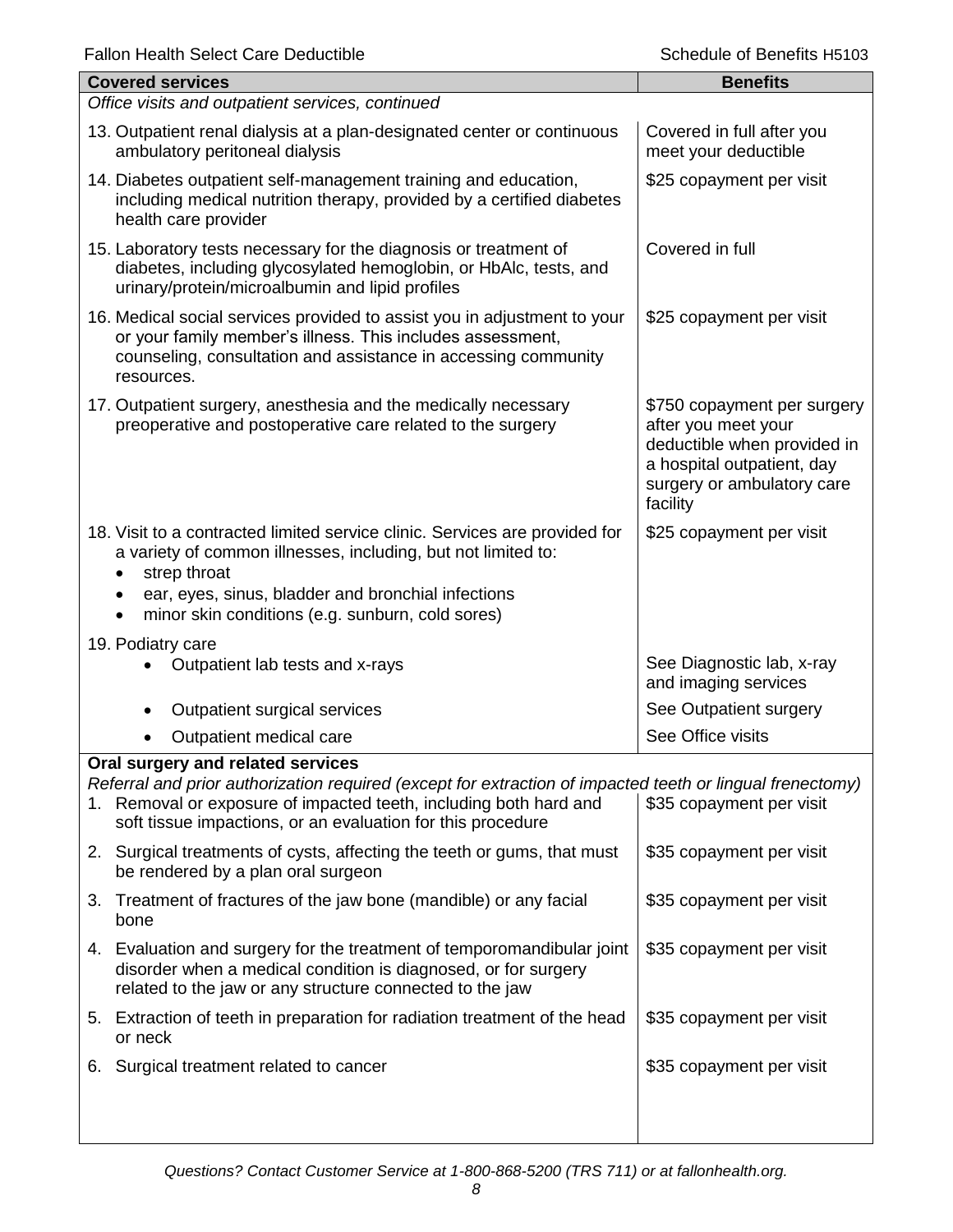| Covered services | Benefits |
|---|---|
| *Office visits and outpatient services, continued* | |
| 13. Outpatient renal dialysis at a plan-designated center or continuous ambulatory peritoneal dialysis | Covered in full after you meet your deductible |
| 14. Diabetes outpatient self-management training and education, including medical nutrition therapy, provided by a certified diabetes health care provider | $25 copayment per visit |
| 15. Laboratory tests necessary for the diagnosis or treatment of diabetes, including glycosylated hemoglobin, or HbAlc, tests, and urinary/protein/microalbumin and lipid profiles | Covered in full |
| 16. Medical social services provided to assist you in adjustment to your or your family member's illness. This includes assessment, counseling, consultation and assistance in accessing community resources. | $25 copayment per visit |
| 17. Outpatient surgery, anesthesia and the medically necessary preoperative and postoperative care related to the surgery | $750 copayment per surgery after you meet your deductible when provided in a hospital outpatient, day surgery or ambulatory care facility |
| 18. Visit to a contracted limited service clinic. Services are provided for a variety of common illnesses, including, but not limited to: • strep throat • ear, eyes, sinus, bladder and bronchial infections • minor skin conditions (e.g. sunburn, cold sores) | $25 copayment per visit |
| 19. Podiatry care | |
| • Outpatient lab tests and x-rays | See Diagnostic lab, x-ray and imaging services |
| • Outpatient surgical services | See Outpatient surgery |
| • Outpatient medical care | See Office visits |
| **Oral surgery and related services** | |
| *Referral and prior authorization required (except for extraction of impacted teeth or lingual frenectomy)* | |
| 1. Removal or exposure of impacted teeth, including both hard and soft tissue impactions, or an evaluation for this procedure | $35 copayment per visit |
| 2. Surgical treatments of cysts, affecting the teeth or gums, that must be rendered by a plan oral surgeon | $35 copayment per visit |
| 3. Treatment of fractures of the jaw bone (mandible) or any facial bone | $35 copayment per visit |
| 4. Evaluation and surgery for the treatment of temporomandibular joint disorder when a medical condition is diagnosed, or for surgery related to the jaw or any structure connected to the jaw | $35 copayment per visit |
| 5. Extraction of teeth in preparation for radiation treatment of the head or neck | $35 copayment per visit |
| 6. Surgical treatment related to cancer | $35 copayment per visit |

*Questions? Contact Customer Service at 1-800-868-5200 (TRS 711) or at fallonhealth.org.*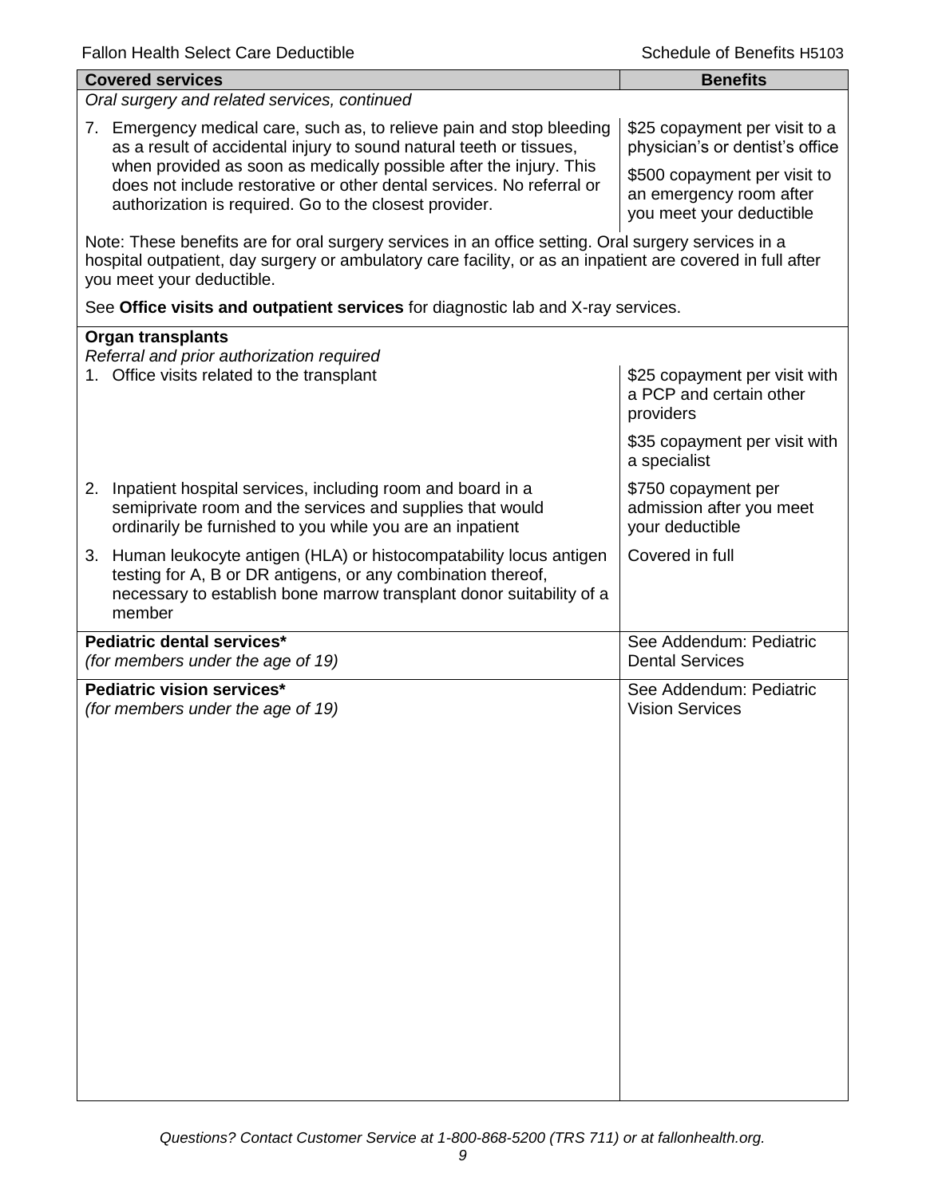| Covered services | Benefits |
|---|---|
| *Oral surgery and related services, continued* | |
| 7. Emergency medical care, such as, to relieve pain and stop bleeding as a result of accidental injury to sound natural teeth or tissues, when provided as soon as medically possible after the injury. This does not include restorative or other dental services. No referral or authorization is required. Go to the closest provider. | $25 copayment per visit to a physician's or dentist's office<br><br>$500 copayment per visit to an emergency room after you meet your deductible |
| Note: These benefits are for oral surgery services in an office setting. Oral surgery services in a hospital outpatient, day surgery or ambulatory care facility, or as an inpatient are covered in full after you meet your deductible.<br><br>See **Office visits and outpatient services** for diagnostic lab and X-ray services. | |
| **Organ transplants**<br>*Referral and prior authorization required*<br>1. Office visits related to the transplant | $25 copayment per visit with a PCP and certain other providers<br><br>$35 copayment per visit with a specialist |
| 2. Inpatient hospital services, including room and board in a semiprivate room and the services and supplies that would ordinarily be furnished to you while you are an inpatient | $750 copayment per admission after you meet your deductible |
| 3. Human leukocyte antigen (HLA) or histocompatability locus antigen testing for A, B or DR antigens, or any combination thereof, necessary to establish bone marrow transplant donor suitability of a member | Covered in full |
| **Pediatric dental services***<br>*(for members under the age of 19)* | See Addendum: Pediatric Dental Services |
| **Pediatric vision services***<br>*(for members under the age of 19)* | See Addendum: Pediatric Vision Services |

*Questions? Contact Customer Service at 1-800-868-5200 (TRS 711) or at fallonhealth.org.*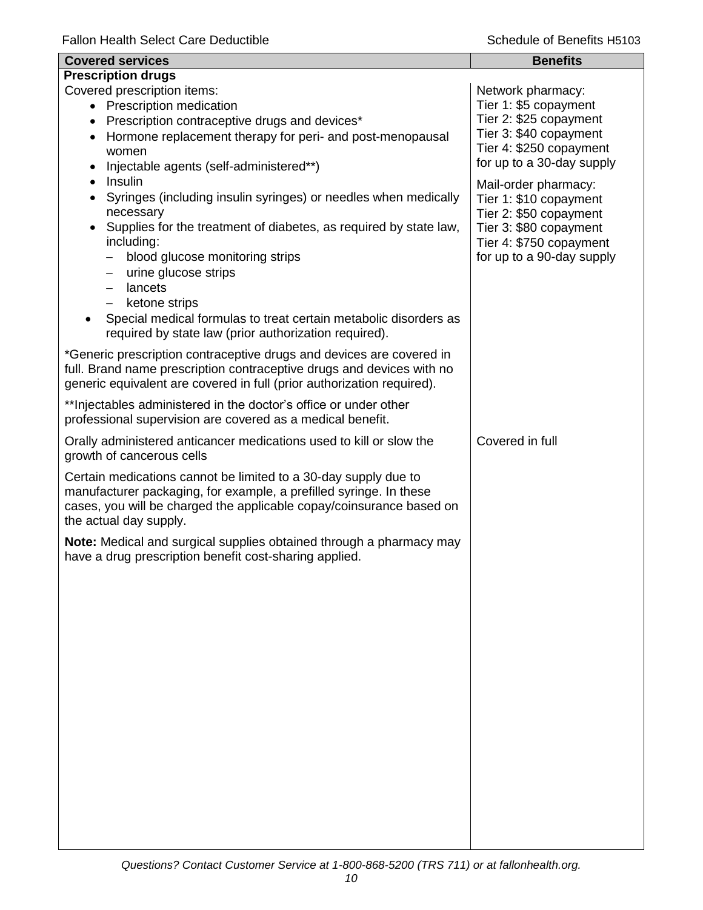| Covered services | Benefits |
|---|---|
| **Prescription drugs** | |
| Covered prescription items:<br>• Prescription medication<br>• Prescription contraceptive drugs and devices*<br>• Hormone replacement therapy for peri- and post-menopausal women<br>• Injectable agents (self-administered**)<br>• Insulin<br>• Syringes (including insulin syringes) or needles when medically necessary<br>• Supplies for the treatment of diabetes, as required by state law, including:<br>  – blood glucose monitoring strips<br>  – urine glucose strips<br>  – lancets<br>  – ketone strips<br>• Special medical formulas to treat certain metabolic disorders as required by state law (prior authorization required).<br><br>*Generic prescription contraceptive drugs and devices are covered in full. Brand name prescription contraceptive drugs and devices with no generic equivalent are covered in full (prior authorization required).<br><br>**Injectables administered in the doctor's office or under other professional supervision are covered as a medical benefit. | Network pharmacy:<br>Tier 1: $5 copayment<br>Tier 2: $25 copayment<br>Tier 3: $40 copayment<br>Tier 4: $250 copayment<br>for up to a 30-day supply<br><br>Mail-order pharmacy:<br>Tier 1: $10 copayment<br>Tier 2: $50 copayment<br>Tier 3: $80 copayment<br>Tier 4: $750 copayment<br>for up to a 90-day supply |
| Orally administered anticancer medications used to kill or slow the growth of cancerous cells<br><br>Certain medications cannot be limited to a 30-day supply due to manufacturer packaging, for example, a prefilled syringe. In these cases, you will be charged the applicable copay/coinsurance based on the actual day supply.<br><br>**Note:** Medical and surgical supplies obtained through a pharmacy may have a drug prescription benefit cost-sharing applied. | Covered in full |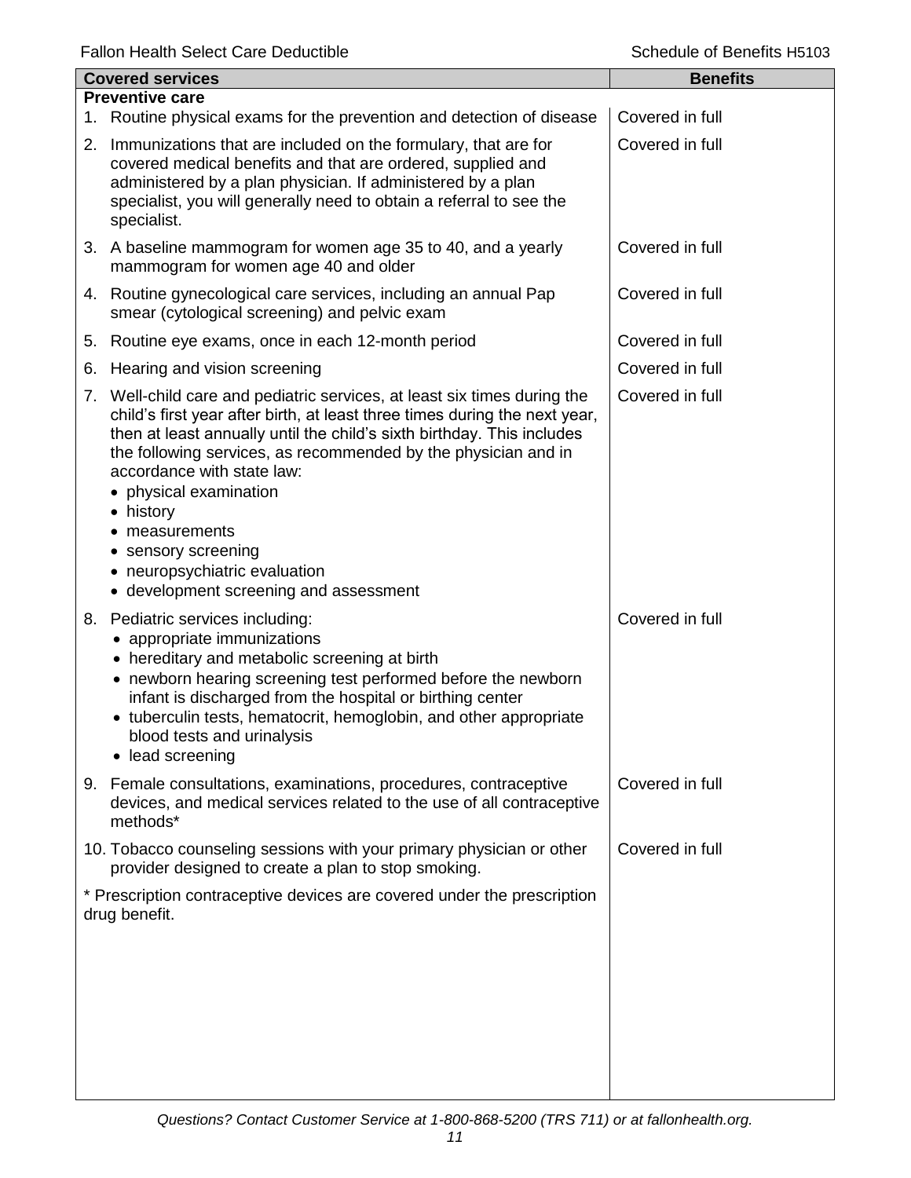| Covered services | Benefits |
|---|---|
| **Preventive care** | |
| 1. Routine physical exams for the prevention and detection of disease | Covered in full |
| 2. Immunizations that are included on the formulary, that are for covered medical benefits and that are ordered, supplied and administered by a plan physician. If administered by a plan specialist, you will generally need to obtain a referral to see the specialist. | Covered in full |
| 3. A baseline mammogram for women age 35 to 40, and a yearly mammogram for women age 40 and older | Covered in full |
| 4. Routine gynecological care services, including an annual Pap smear (cytological screening) and pelvic exam | Covered in full |
| 5. Routine eye exams, once in each 12-month period | Covered in full |
| 6. Hearing and vision screening | Covered in full |
| 7. Well-child care and pediatric services, at least six times during the child's first year after birth, at least three times during the next year, then at least annually until the child's sixth birthday. This includes the following services, as recommended by the physician and in accordance with state law: <br>• physical examination <br>• history <br>• measurements <br>• sensory screening <br>• neuropsychiatric evaluation <br>• development screening and assessment | Covered in full |
| 8. Pediatric services including: <br>• appropriate immunizations <br>• hereditary and metabolic screening at birth <br>• newborn hearing screening test performed before the newborn infant is discharged from the hospital or birthing center <br>• tuberculin tests, hematocrit, hemoglobin, and other appropriate blood tests and urinalysis <br>• lead screening | Covered in full |
| 9. Female consultations, examinations, procedures, contraceptive devices, and medical services related to the use of all contraceptive methods* | Covered in full |
| 10. Tobacco counseling sessions with your primary physician or other provider designed to create a plan to stop smoking. | Covered in full |
| * Prescription contraceptive devices are covered under the prescription drug benefit. | |

*Questions? Contact Customer Service at 1-800-868-5200 (TRS 711) or at fallonhealth.org.*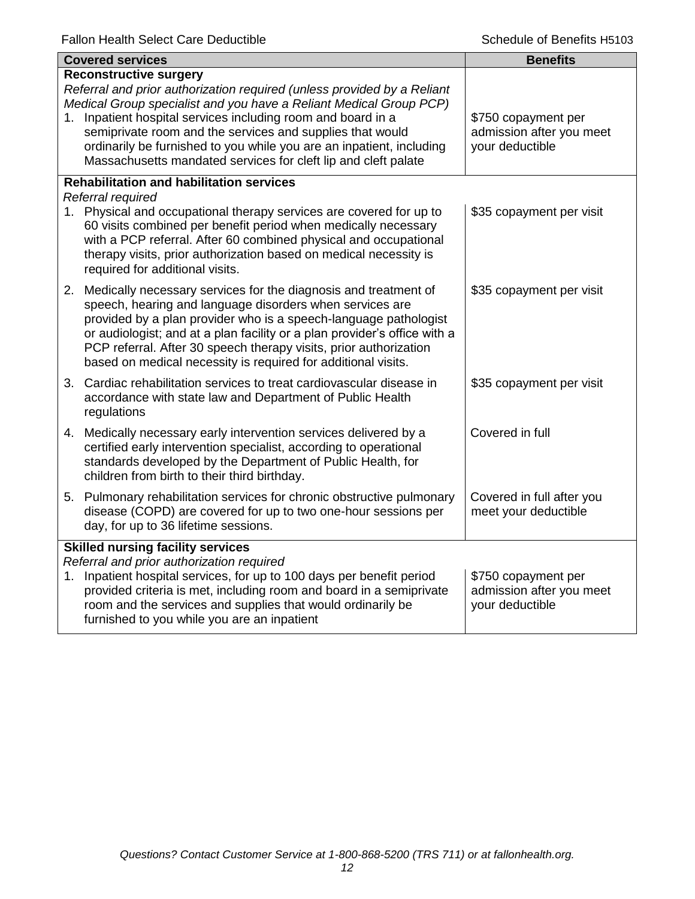| Covered services | Benefits |
|---|---|
| **Reconstructive surgery**<br>*Referral and prior authorization required (unless provided by a Reliant Medical Group specialist and you have a Reliant Medical Group PCP)*<br>1. Inpatient hospital services including room and board in a semiprivate room and the services and supplies that would ordinarily be furnished to you while you are an inpatient, including Massachusetts mandated services for cleft lip and cleft palate | \$750 copayment per admission after you meet your deductible |
| **Rehabilitation and habilitation services**<br>*Referral required*<br>1. Physical and occupational therapy services are covered for up to 60 visits combined per benefit period when medically necessary with a PCP referral. After 60 combined physical and occupational therapy visits, prior authorization based on medical necessity is required for additional visits. | \$35 copayment per visit |
| 2. Medically necessary services for the diagnosis and treatment of speech, hearing and language disorders when services are provided by a plan provider who is a speech-language pathologist or audiologist; and at a plan facility or a plan provider's office with a PCP referral. After 30 speech therapy visits, prior authorization based on medical necessity is required for additional visits. | \$35 copayment per visit |
| 3. Cardiac rehabilitation services to treat cardiovascular disease in accordance with state law and Department of Public Health regulations | \$35 copayment per visit |
| 4. Medically necessary early intervention services delivered by a certified early intervention specialist, according to operational standards developed by the Department of Public Health, for children from birth to their third birthday. | Covered in full |
| 5. Pulmonary rehabilitation services for chronic obstructive pulmonary disease (COPD) are covered for up to two one-hour sessions per day, for up to 36 lifetime sessions. | Covered in full after you meet your deductible |
| **Skilled nursing facility services**<br>*Referral and prior authorization required*<br>1. Inpatient hospital services, for up to 100 days per benefit period provided criteria is met, including room and board in a semiprivate room and the services and supplies that would ordinarily be furnished to you while you are an inpatient | \$750 copayment per admission after you meet your deductible |

*Questions? Contact Customer Service at 1-800-868-5200 (TRS 711) or at fallonhealth.org.*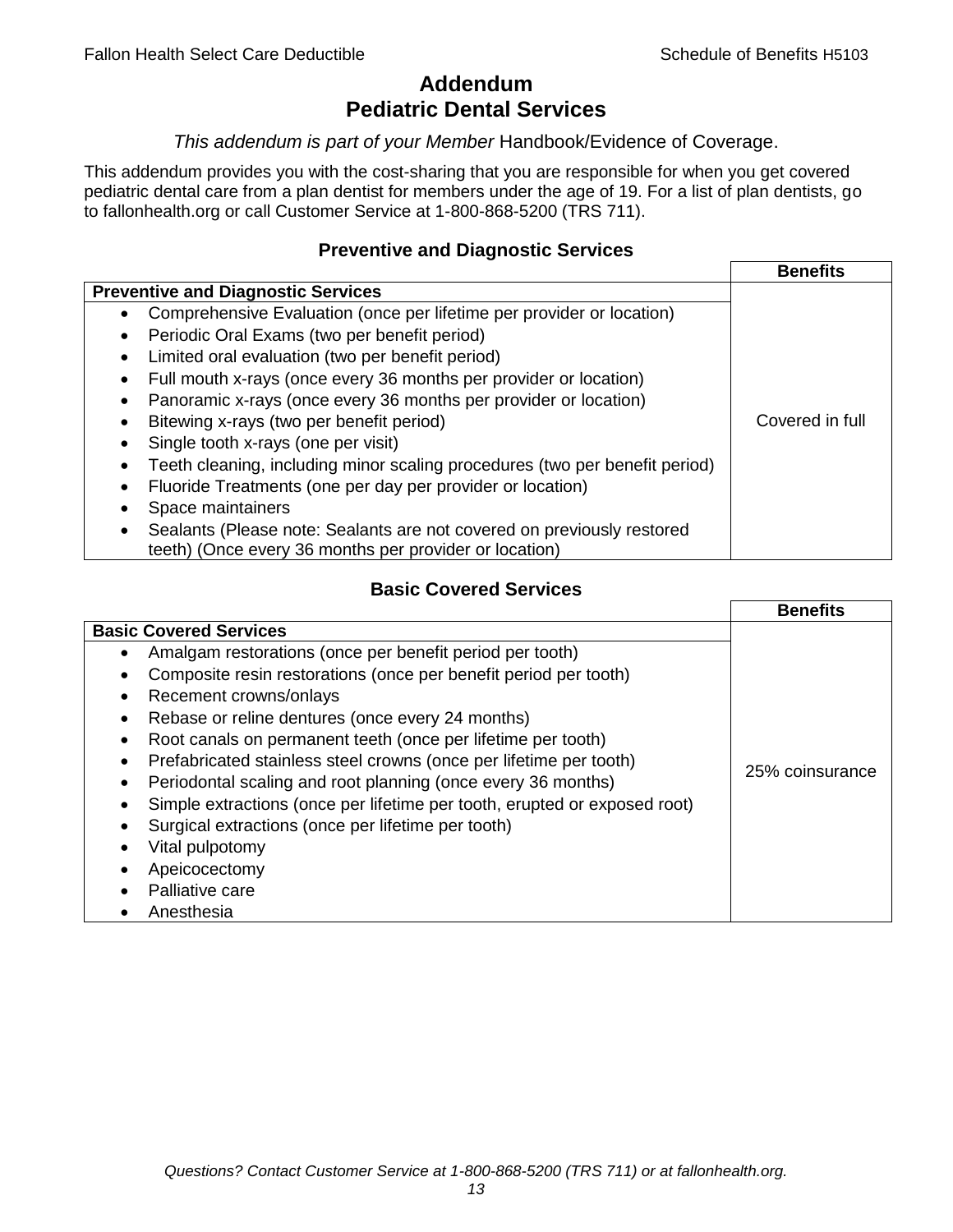# Addendum
# Pediatric Dental Services

*This addendum is part of your Member* Handbook/Evidence of Coverage.

This addendum provides you with the cost-sharing that you are responsible for when you get covered pediatric dental care from a plan dentist for members under the age of 19. For a list of plan dentists, go to fallonhealth.org or call Customer Service at 1-800-868-5200 (TRS 711).

### Preventive and Diagnostic Services

| | Benefits |
|---|---|
| **Preventive and Diagnostic Services** | |
| • Comprehensive Evaluation (once per lifetime per provider or location)<br>• Periodic Oral Exams (two per benefit period)<br>• Limited oral evaluation (two per benefit period)<br>• Full mouth x-rays (once every 36 months per provider or location)<br>• Panoramic x-rays (once every 36 months per provider or location)<br>• Bitewing x-rays (two per benefit period)<br>• Single tooth x-rays (one per visit)<br>• Teeth cleaning, including minor scaling procedures (two per benefit period)<br>• Fluoride Treatments (one per day per provider or location)<br>• Space maintainers<br>• Sealants (Please note: Sealants are not covered on previously restored teeth) (Once every 36 months per provider or location) | Covered in full |

### Basic Covered Services

| | Benefits |
|---|---|
| **Basic Covered Services** | |
| • Amalgam restorations (once per benefit period per tooth)<br>• Composite resin restorations (once per benefit period per tooth)<br>• Recement crowns/onlays<br>• Rebase or reline dentures (once every 24 months)<br>• Root canals on permanent teeth (once per lifetime per tooth)<br>• Prefabricated stainless steel crowns (once per lifetime per tooth)<br>• Periodontal scaling and root planning (once every 36 months)<br>• Simple extractions (once per lifetime per tooth, erupted or exposed root)<br>• Surgical extractions (once per lifetime per tooth)<br>• Vital pulpotomy<br>• Apeicocectomy<br>• Palliative care<br>• Anesthesia | 25% coinsurance |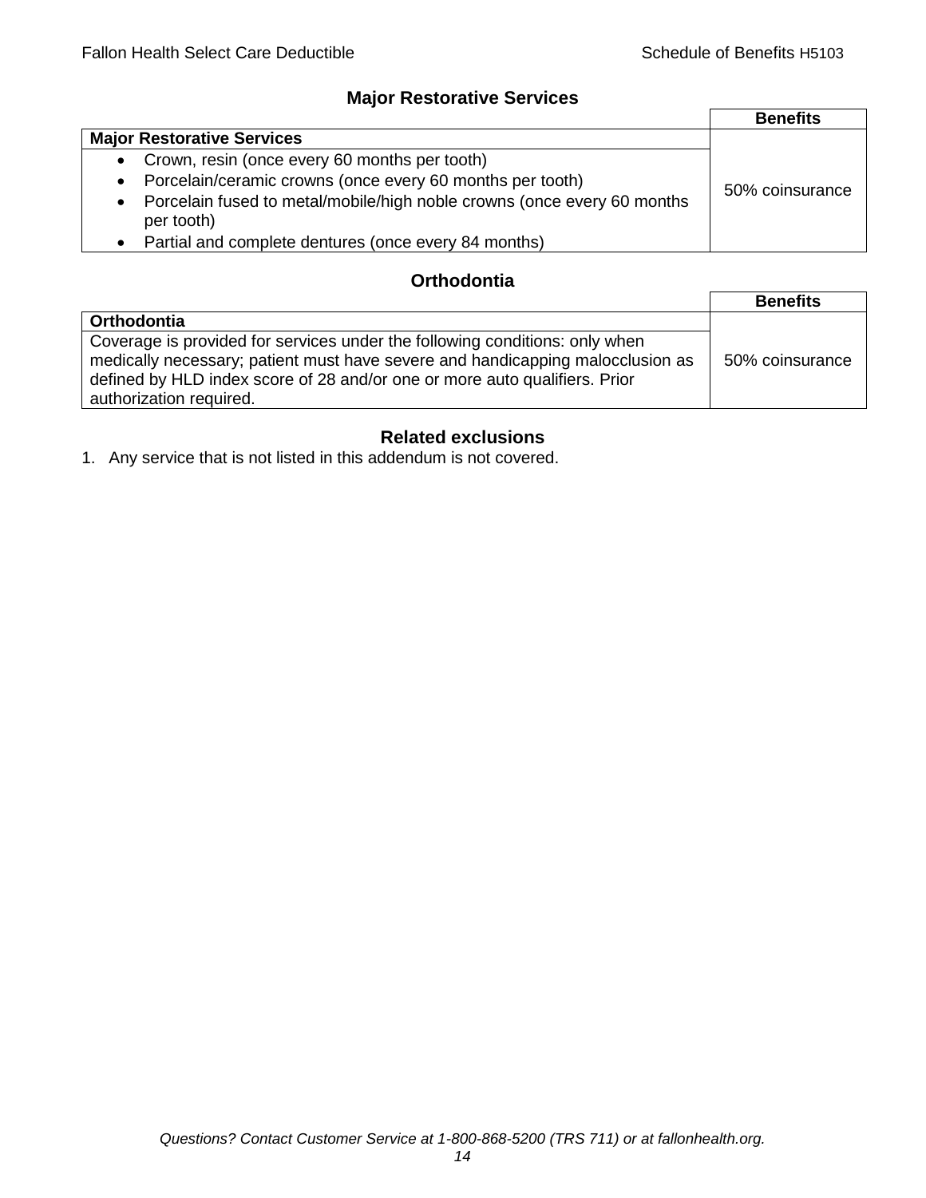## Major Restorative Services

| | Benefits |
|---|---|
| **Major Restorative Services** | |
| • Crown, resin (once every 60 months per tooth)<br>• Porcelain/ceramic crowns (once every 60 months per tooth)<br>• Porcelain fused to metal/mobile/high noble crowns (once every 60 months per tooth)<br>• Partial and complete dentures (once every 84 months) | 50% coinsurance |

## Orthodontia

| | Benefits |
|---|---|
| **Orthodontia** | |
| Coverage is provided for services under the following conditions: only when medically necessary; patient must have severe and handicapping malocclusion as defined by HLD index score of 28 and/or one or more auto qualifiers. Prior authorization required. | 50% coinsurance |

## Related exclusions

1. Any service that is not listed in this addendum is not covered.

*Questions? Contact Customer Service at 1-800-868-5200 (TRS 711) or at fallonhealth.org.*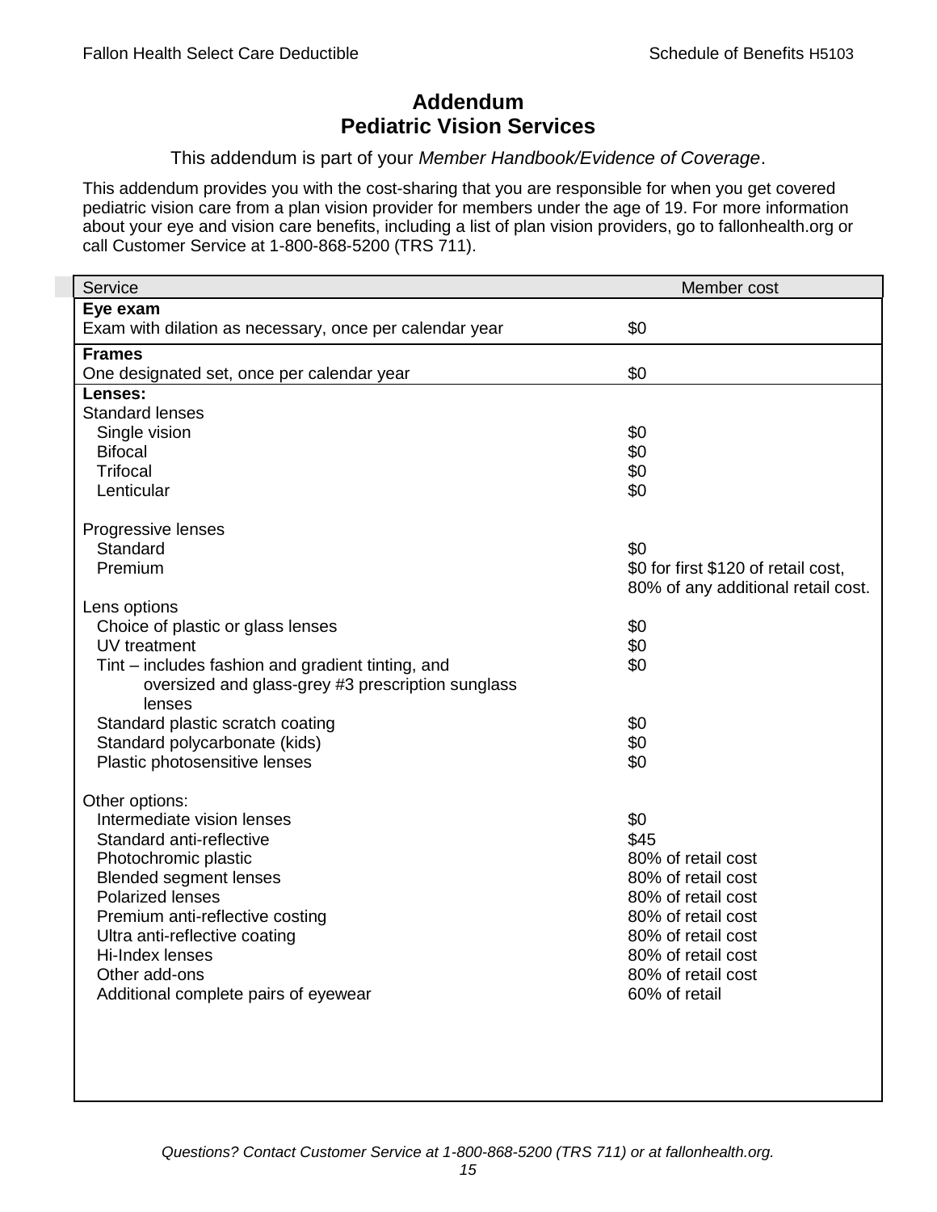# Addendum
# Pediatric Vision Services

This addendum is part of your *Member Handbook/Evidence of Coverage*.

This addendum provides you with the cost-sharing that you are responsible for when you get covered pediatric vision care from a plan vision provider for members under the age of 19. For more information about your eye and vision care benefits, including a list of plan vision providers, go to fallonhealth.org or call Customer Service at 1-800-868-5200 (TRS 711).

| Service | Member cost |
|---|---|
| **Eye exam** | |
| Exam with dilation as necessary, once per calendar year | $0 |
| **Frames** | |
| One designated set, once per calendar year | $0 |
| **Lenses:** | |
| Standard lenses | |
| Single vision | $0 |
| Bifocal | $0 |
| Trifocal | $0 |
| Lenticular | $0 |
| Progressive lenses | |
| Standard | $0 |
| Premium | $0 for first $120 of retail cost, 80% of any additional retail cost. |
| Lens options | |
| Choice of plastic or glass lenses | $0 |
| UV treatment | $0 |
| Tint – includes fashion and gradient tinting, and oversized and glass-grey #3 prescription sunglass lenses | $0 |
| Standard plastic scratch coating | $0 |
| Standard polycarbonate (kids) | $0 |
| Plastic photosensitive lenses | $0 |
| Other options: | |
| Intermediate vision lenses | $0 |
| Standard anti-reflective | $45 |
| Photochromic plastic | 80% of retail cost |
| Blended segment lenses | 80% of retail cost |
| Polarized lenses | 80% of retail cost |
| Premium anti-reflective costing | 80% of retail cost |
| Ultra anti-reflective coating | 80% of retail cost |
| Hi-Index lenses | 80% of retail cost |
| Other add-ons | 80% of retail cost |
| Additional complete pairs of eyewear | 60% of retail |

*Questions? Contact Customer Service at 1-800-868-5200 (TRS 711) or at fallonhealth.org.*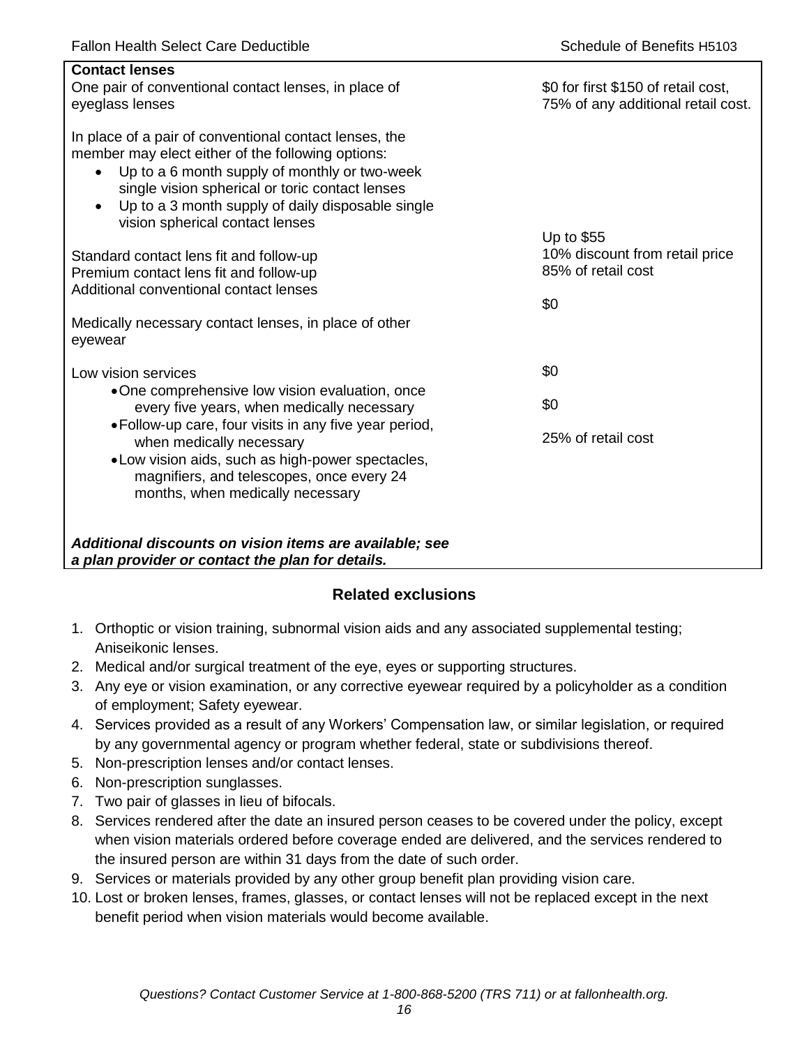| Contact lenses | |
|---|---|
| One pair of conventional contact lenses, in place of eyeglass lenses | $0 for first $150 of retail cost, 75% of any additional retail cost. |
| In place of a pair of conventional contact lenses, the member may elect either of the following options:<br>• Up to a 6 month supply of monthly or two-week single vision spherical or toric contact lenses<br>• Up to a 3 month supply of daily disposable single vision spherical contact lenses | |
| Standard contact lens fit and follow-up | Up to $55 |
| Premium contact lens fit and follow-up | 10% discount from retail price |
| Additional conventional contact lenses | 85% of retail cost |
| Medically necessary contact lenses, in place of other eyewear | $0 |
| Low vision services | |
| • One comprehensive low vision evaluation, once every five years, when medically necessary | $0 |
| • Follow-up care, four visits in any five year period, when medically necessary | $0 |
| • Low vision aids, such as high-power spectacles, magnifiers, and telescopes, once every 24 months, when medically necessary | 25% of retail cost |
| ***Additional discounts on vision items are available; see a plan provider or contact the plan for details.*** | |

## Related exclusions

1. Orthoptic or vision training, subnormal vision aids and any associated supplemental testing; Aniseikonic lenses.
2. Medical and/or surgical treatment of the eye, eyes or supporting structures.
3. Any eye or vision examination, or any corrective eyewear required by a policyholder as a condition of employment; Safety eyewear.
4. Services provided as a result of any Workers' Compensation law, or similar legislation, or required by any governmental agency or program whether federal, state or subdivisions thereof.
5. Non-prescription lenses and/or contact lenses.
6. Non-prescription sunglasses.
7. Two pair of glasses in lieu of bifocals.
8. Services rendered after the date an insured person ceases to be covered under the policy, except when vision materials ordered before coverage ended are delivered, and the services rendered to the insured person are within 31 days from the date of such order.
9. Services or materials provided by any other group benefit plan providing vision care.
10. Lost or broken lenses, frames, glasses, or contact lenses will not be replaced except in the next benefit period when vision materials would become available.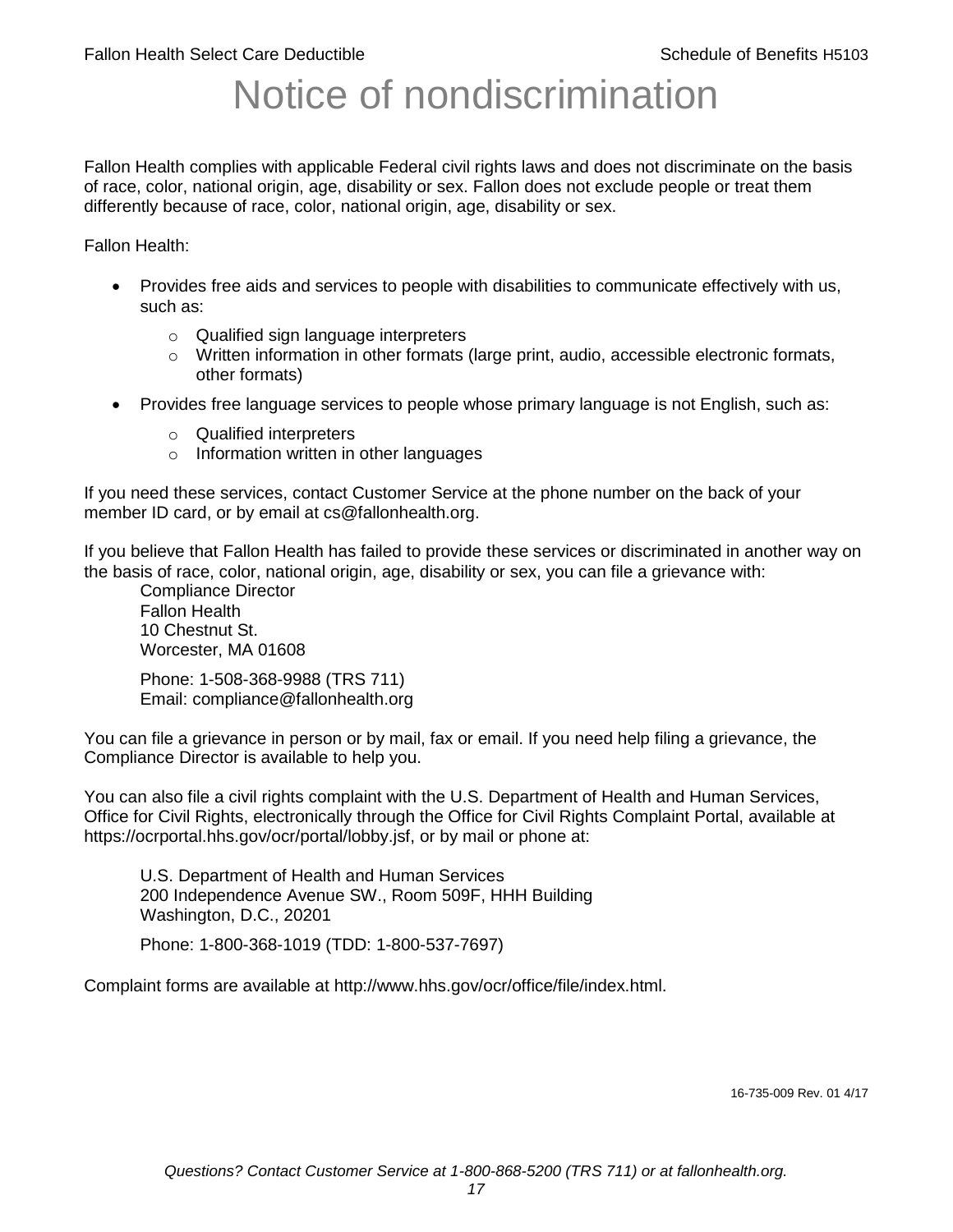# Notice of nondiscrimination

Fallon Health complies with applicable Federal civil rights laws and does not discriminate on the basis of race, color, national origin, age, disability or sex. Fallon does not exclude people or treat them differently because of race, color, national origin, age, disability or sex.

Fallon Health:

- Provides free aids and services to people with disabilities to communicate effectively with us, such as:
  - Qualified sign language interpreters
  - Written information in other formats (large print, audio, accessible electronic formats, other formats)
- Provides free language services to people whose primary language is not English, such as:
  - Qualified interpreters
  - Information written in other languages

If you need these services, contact Customer Service at the phone number on the back of your member ID card, or by email at cs@fallonhealth.org.

If you believe that Fallon Health has failed to provide these services or discriminated in another way on the basis of race, color, national origin, age, disability or sex, you can file a grievance with:

Compliance Director
Fallon Health
10 Chestnut St.
Worcester, MA 01608

Phone: 1-508-368-9988 (TRS 711)
Email: compliance@fallonhealth.org

You can file a grievance in person or by mail, fax or email. If you need help filing a grievance, the Compliance Director is available to help you.

You can also file a civil rights complaint with the U.S. Department of Health and Human Services, Office for Civil Rights, electronically through the Office for Civil Rights Complaint Portal, available at https://ocrportal.hhs.gov/ocr/portal/lobby.jsf, or by mail or phone at:

U.S. Department of Health and Human Services
200 Independence Avenue SW., Room 509F, HHH Building
Washington, D.C., 20201

Phone: 1-800-368-1019 (TDD: 1-800-537-7697)

Complaint forms are available at http://www.hhs.gov/ocr/office/file/index.html.

16-735-009 Rev. 01 4/17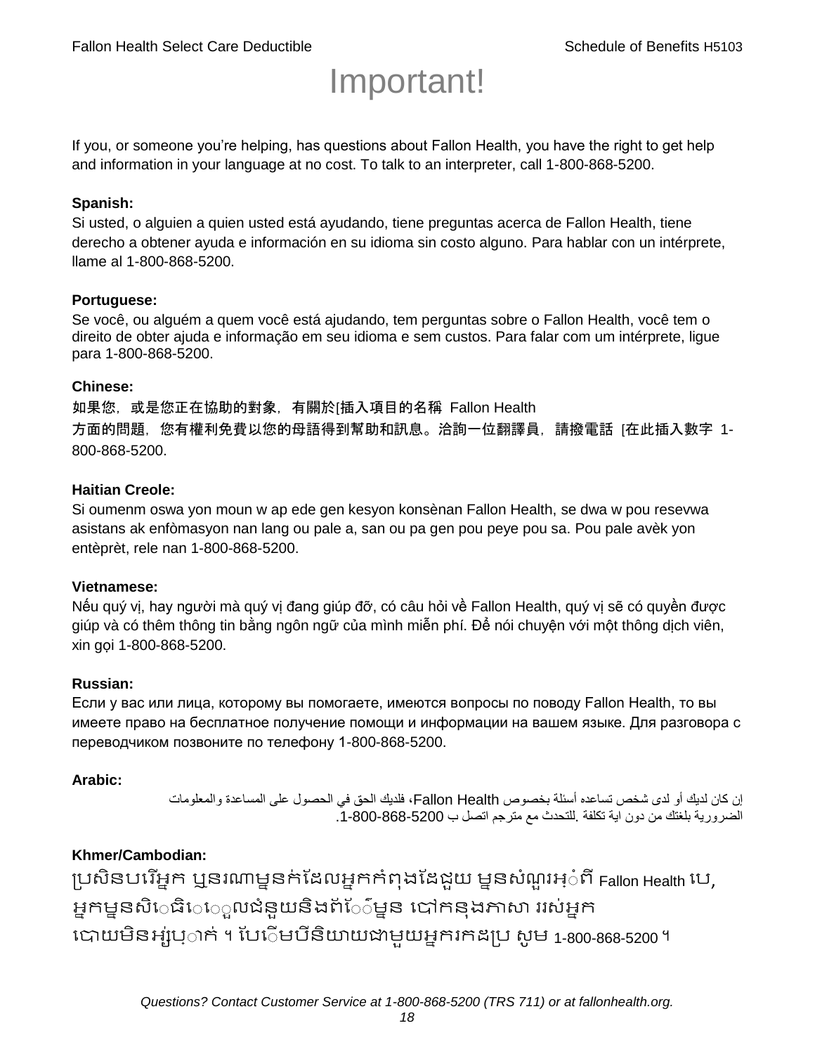# Important!

If you, or someone you're helping, has questions about Fallon Health, you have the right to get help and information in your language at no cost. To talk to an interpreter, call 1-800-868-5200.

**Spanish:**
Si usted, o alguien a quien usted está ayudando, tiene preguntas acerca de Fallon Health, tiene derecho a obtener ayuda e información en su idioma sin costo alguno. Para hablar con un intérprete, llame al 1-800-868-5200.

**Portuguese:**
Se você, ou alguém a quem você está ajudando, tem perguntas sobre o Fallon Health, você tem o direito de obter ajuda e informação em seu idioma e sem custos. Para falar com um intérprete, ligue para 1-800-868-5200.

**Chinese:**
如果您，或是您正在協助的對象，有關於[插入項目的名稱 Fallon Health 方面的問題，您有權利免費以您的母語得到幫助和訊息。洽詢一位翻譯員，請撥電話 [在此插入數字 1-800-868-5200.

**Haitian Creole:**
Si oumenm oswa yon moun w ap ede gen kesyon konsènan Fallon Health, se dwa w pou resevwa asistans ak enfòmasyon nan lang ou pale a, san ou pa gen pou peye pou sa. Pou pale avèk yon entèprèt, rele nan 1-800-868-5200.

**Vietnamese:**
Nếu quý vị, hay người mà quý vị đang giúp đỡ, có câu hỏi về Fallon Health, quý vị sẽ có quyền được giúp và có thêm thông tin bằng ngôn ngữ của mình miễn phí. Để nói chuyện với một thông dịch viên, xin gọi 1-800-868-5200.

**Russian:**
Если у вас или лица, которому вы помогаете, имеются вопросы по поводу Fallon Health, то вы имеете право на бесплатное получение помощи и информации на вашем языке. Для разговора с переводчиком позвоните по телефону 1-800-868-5200.

**Arabic:**
إن كان لديك أو لدى شخص تساعده أسئلة بخصوص Fallon Health، فلديك الحق في الحصول على المساعدة والمعلومات الضرورية بلغتك من دون اية تكلفة .للتحدث مع مترجم اتصل ب 1-800-868-5200.

**Khmer/Cambodian:**
ប្រសិនបរើអ្នក ឬនរណាម្នក់ដែលអ្នកកំពុងដែជួយ ម្នសំណួរអ្ំពី Fallon Health បេ, អ្នកម្នសិេធិេេួលជំនួយនិងព័េ៌ម្នន បៅកនុងភាសា ររស់អ្នក បោយមិនអ្ស់បុ្ាក់ ។ បែេើមបីនិយាយជាមួយអ្នករកដប្រ សូម 1-800-868-5200 ។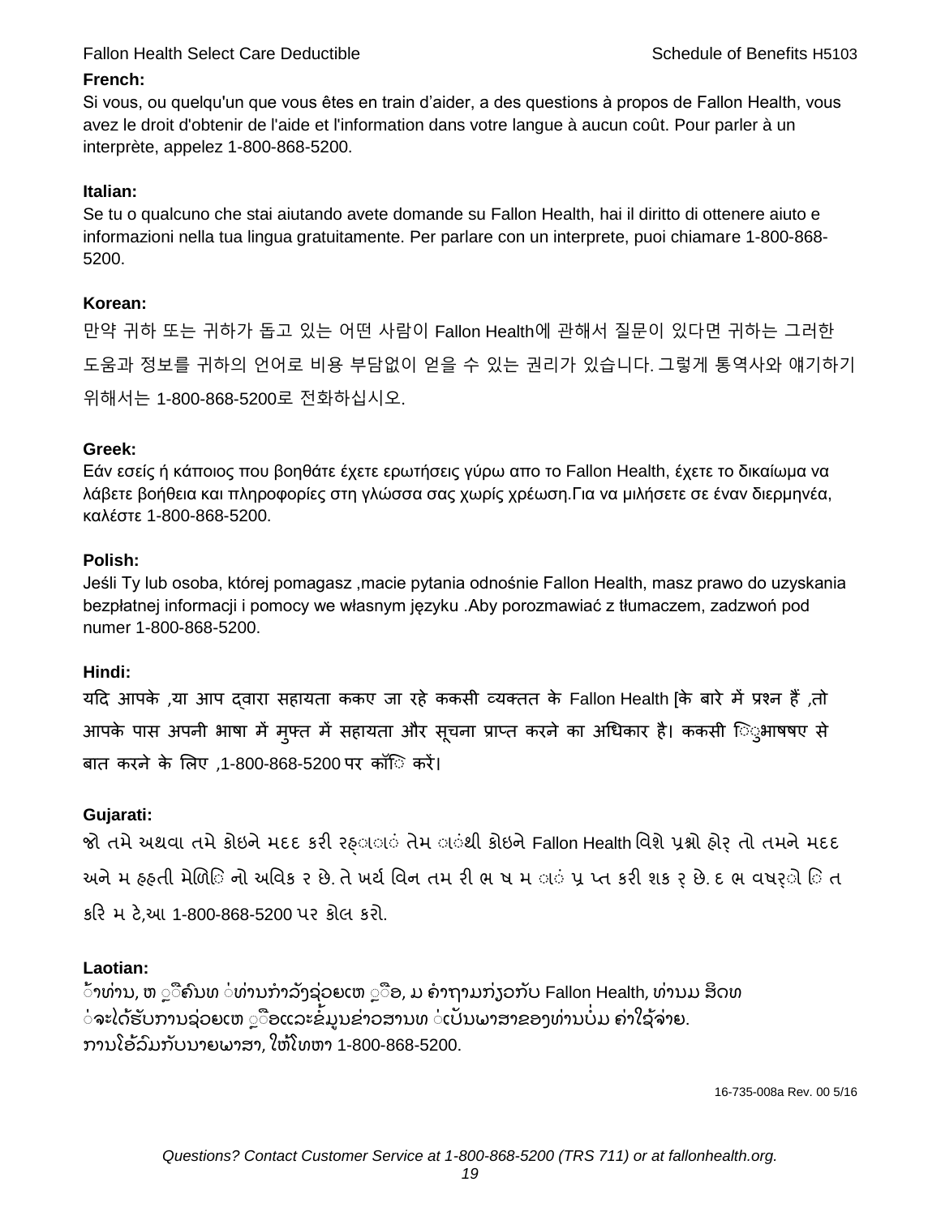**French:**

Si vous, ou quelqu'un que vous êtes en train d'aider, a des questions à propos de Fallon Health, vous avez le droit d'obtenir de l'aide et l'information dans votre langue à aucun coût. Pour parler à un interprète, appelez 1-800-868-5200.

**Italian:**

Se tu o qualcuno che stai aiutando avete domande su Fallon Health, hai il diritto di ottenere aiuto e informazioni nella tua lingua gratuitamente. Per parlare con un interprete, puoi chiamare 1-800-868-5200.

**Korean:**

만약 귀하 또는 귀하가 돕고 있는 어떤 사람이 Fallon Health에 관해서 질문이 있다면 귀하는 그러한 도움과 정보를 귀하의 언어로 비용 부담없이 얻을 수 있는 권리가 있습니다. 그렇게 통역사와 얘기하기 위해서는 1-800-868-5200로 전화하십시오.

**Greek:**

Εάν εσείς ή κάποιος που βοηθάτε έχετε ερωτήσεις γύρω απο το Fallon Health, έχετε το δικαίωμα να λάβετε βοήθεια και πληροφορίες στη γλώσσα σας χωρίς χρέωση.Για να μιλήσετε σε έναν διερμηνέα, καλέστε 1-800-868-5200.

**Polish:**

Jeśli Ty lub osoba, której pomagasz ,macie pytania odnośnie Fallon Health, masz prawo do uzyskania bezpłatnej informacji i pomocy we własnym języku .Aby porozmawiać z tłumaczem, zadzwoń pod numer 1-800-868-5200.

**Hindi:**

यदि आपके ,या आप द्वारा सहायता ककए जा रहे ककसी व्यक्तत के Fallon Health [के बारे में प्रश्न हैं ,तो आपके पास अपनी भाषा में मुफ्त में सहायता और सूचना प्राप्त करने का अधिकार है। ककसी िुभाषषए से बात करने के लिए ,1-800-868-5200 पर कॉि करें।

**Gujarati:**

જો તમે અથવા તમે કોઇને મદદ કરી રહ્યાં તેમ ાંથી કોઇને Fallon Health વિશે પ્રશ્નો હોર્ તો તમને મદદ અને મ હહતી મેળિિ નો અવિક ર છે. તે ખર્ચ વિન તમ રી ભ ષ મ ાં પ્ર પ્ત કરી શક ર્ છે. દ ભ વષર્ો િ ત કરિ મ ટે,આ 1-800-868-5200 પર કોલ કરો.

**Laotian:**

ຖ້າທ່ານ, ຫ ູຼືຄົນທ ່ທ່ານກໍາລັງຊ່ວຍເຫ ູຼືອ, ມ ຄໍາຖາມກ່ຽວກັບ Fallon Health, ທ່ານມ ສິດທ ່ຈະໄດ້ຮັບການຊ່ວຍເຫ ູຼືອແລະຂໍ້ມູນຂ່າວສານທ ່ເປັນພາສາຂອງທ່ານບໍ່ມ ຄ່າໃຊ້ຈ່າຍ. ການໂອ້ລົມກັບນາຍພາສາ, ໃຫ້ໂທຫາ 1-800-868-5200.

16-735-008a Rev. 00 5/16